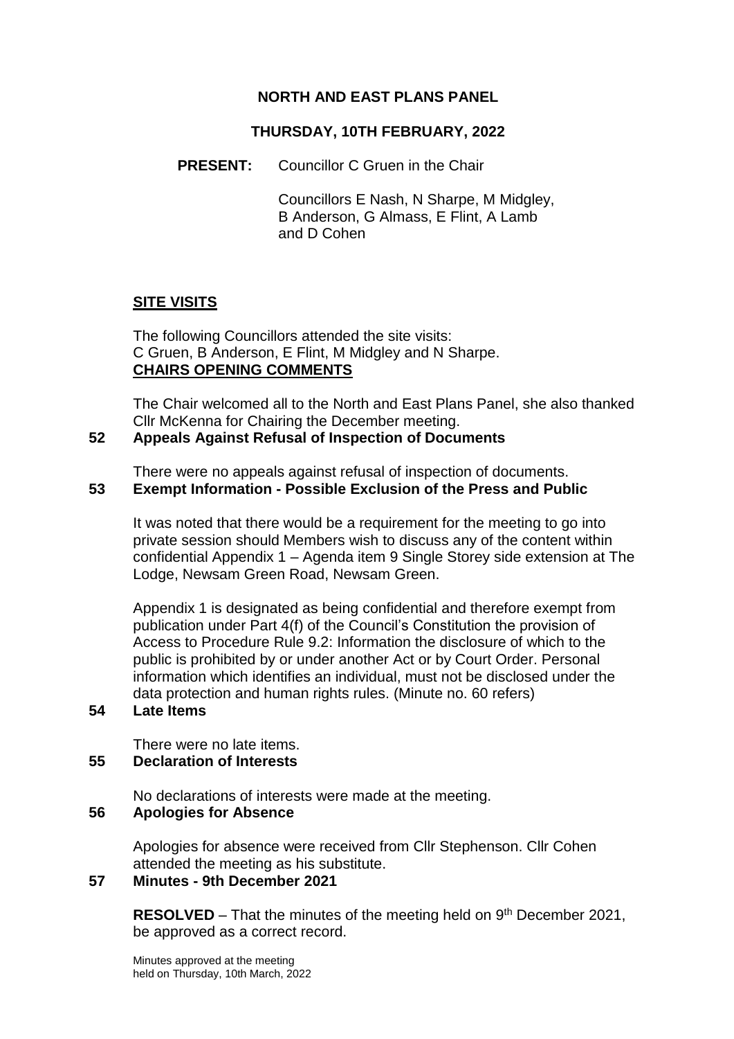# NORTH AND EAST PLANS PANEL

## THURSDAY, 10TH FEBRUARY, 2022

**PRESENT:** Councillor C Gruen in the Chair

Councillors E Nash, N Sharpe, M Midgley, B Anderson, G Almass, E Flint, A Lamb and D Cohen

## SITE VISITS

The following Councillors attended the site visits: C Gruen, B Anderson, E Flint, M Midgley and N Sharpe.

## CHAIRS OPENING COMMENTS

The Chair welcomed all to the North and East Plans Panel, she also thanked Cllr McKenna for Chairing the December meeting.

### 52 Appeals Against Refusal of Inspection of Documents

There were no appeals against refusal of inspection of documents.

### 53 Exempt Information - Possible Exclusion of the Press and Public

It was noted that there would be a requirement for the meeting to go into private session should Members wish to discuss any of the content within confidential Appendix 1 – Agenda item 9 Single Storey side extension at The Lodge, Newsam Green Road, Newsam Green.

Appendix 1 is designated as being confidential and therefore exempt from publication under Part 4(f) of the Council's Constitution the provision of Access to Procedure Rule 9.2: Information the disclosure of which to the public is prohibited by or under another Act or by Court Order. Personal information which identifies an individual, must not be disclosed under the data protection and human rights rules. (Minute no. 60 refers)

### 54 Late Items

There were no late items.

### 55 Declaration of Interests

No declarations of interests were made at the meeting.

### 56 Apologies for Absence

Apologies for absence were received from Cllr Stephenson. Cllr Cohen attended the meeting as his substitute.

### 57 Minutes - 9th December 2021

**RESOLVED** – That the minutes of the meeting held on 9th December 2021, be approved as a correct record.

Minutes approved at the meeting held on Thursday, 10th March, 2022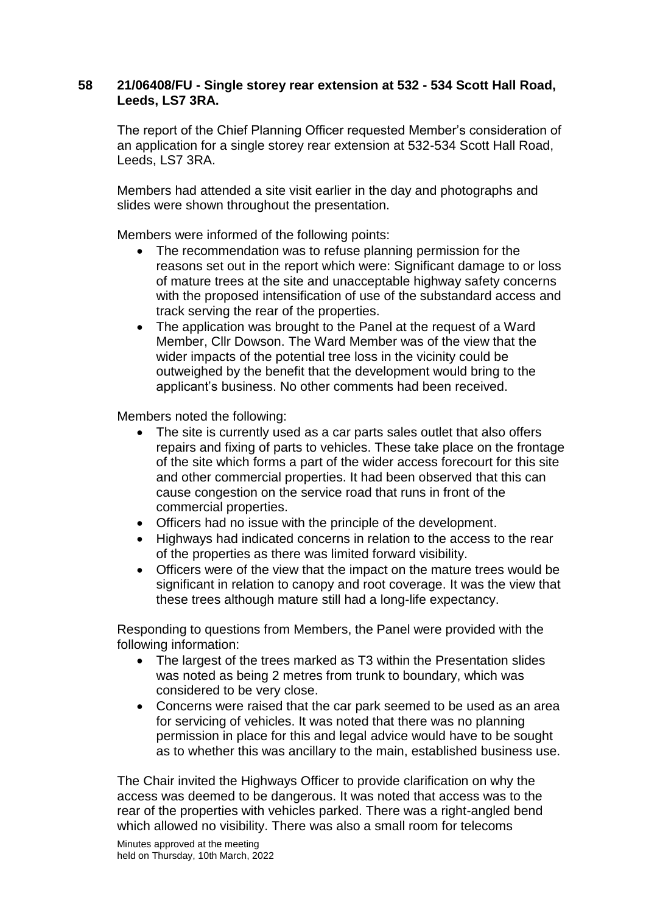**58 21/06408/FU - Single storey rear extension at 532 - 534 Scott Hall Road, Leeds, LS7 3RA.**

The report of the Chief Planning Officer requested Member's consideration of an application for a single storey rear extension at 532-534 Scott Hall Road, Leeds, LS7 3RA.

Members had attended a site visit earlier in the day and photographs and slides were shown throughout the presentation.

Members were informed of the following points:

- The recommendation was to refuse planning permission for the reasons set out in the report which were: Significant damage to or loss of mature trees at the site and unacceptable highway safety concerns with the proposed intensification of use of the substandard access and track serving the rear of the properties.
- The application was brought to the Panel at the request of a Ward Member, Cllr Dowson. The Ward Member was of the view that the wider impacts of the potential tree loss in the vicinity could be outweighed by the benefit that the development would bring to the applicant's business. No other comments had been received.

Members noted the following:

- The site is currently used as a car parts sales outlet that also offers repairs and fixing of parts to vehicles. These take place on the frontage of the site which forms a part of the wider access forecourt for this site and other commercial properties. It had been observed that this can cause congestion on the service road that runs in front of the commercial properties.
- Officers had no issue with the principle of the development.
- Highways had indicated concerns in relation to the access to the rear of the properties as there was limited forward visibility.
- Officers were of the view that the impact on the mature trees would be significant in relation to canopy and root coverage. It was the view that these trees although mature still had a long-life expectancy.

Responding to questions from Members, the Panel were provided with the following information:

- The largest of the trees marked as T3 within the Presentation slides was noted as being 2 metres from trunk to boundary, which was considered to be very close.
- Concerns were raised that the car park seemed to be used as an area for servicing of vehicles. It was noted that there was no planning permission in place for this and legal advice would have to be sought as to whether this was ancillary to the main, established business use.

The Chair invited the Highways Officer to provide clarification on why the access was deemed to be dangerous. It was noted that access was to the rear of the properties with vehicles parked. There was a right-angled bend which allowed no visibility. There was also a small room for telecoms

Minutes approved at the meeting held on Thursday, 10th March, 2022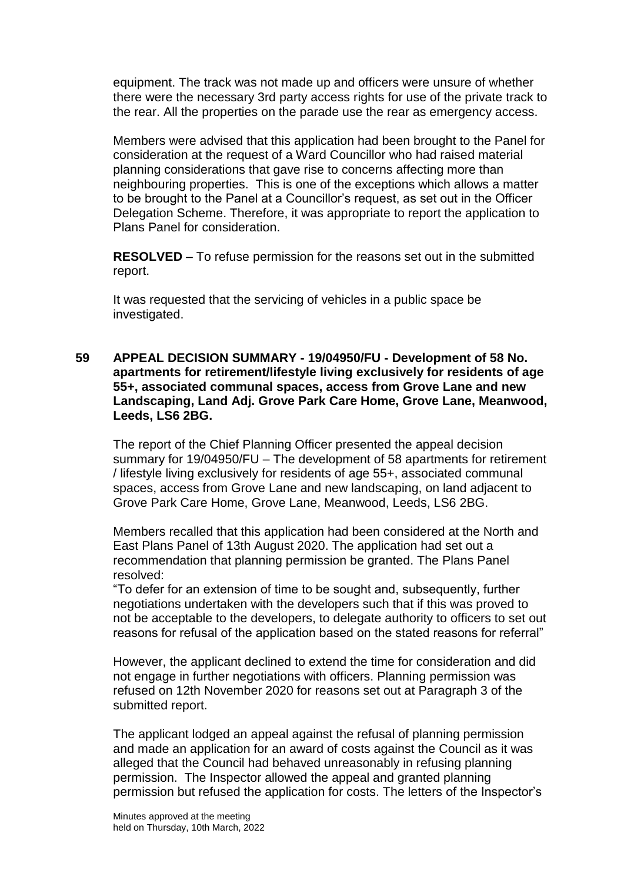equipment. The track was not made up and officers were unsure of whether there were the necessary 3rd party access rights for use of the private track to the rear. All the properties on the parade use the rear as emergency access.

Members were advised that this application had been brought to the Panel for consideration at the request of a Ward Councillor who had raised material planning considerations that gave rise to concerns affecting more than neighbouring properties. This is one of the exceptions which allows a matter to be brought to the Panel at a Councillor's request, as set out in the Officer Delegation Scheme. Therefore, it was appropriate to report the application to Plans Panel for consideration.

**RESOLVED** – To refuse permission for the reasons set out in the submitted report.

It was requested that the servicing of vehicles in a public space be investigated.

## 59 APPEAL DECISION SUMMARY - 19/04950/FU - Development of 58 No. apartments for retirement/lifestyle living exclusively for residents of age 55+, associated communal spaces, access from Grove Lane and new Landscaping, Land Adj. Grove Park Care Home, Grove Lane, Meanwood, Leeds, LS6 2BG.

The report of the Chief Planning Officer presented the appeal decision summary for 19/04950/FU – The development of 58 apartments for retirement / lifestyle living exclusively for residents of age 55+, associated communal spaces, access from Grove Lane and new landscaping, on land adjacent to Grove Park Care Home, Grove Lane, Meanwood, Leeds, LS6 2BG.

Members recalled that this application had been considered at the North and East Plans Panel of 13th August 2020. The application had set out a recommendation that planning permission be granted. The Plans Panel resolved:

"To defer for an extension of time to be sought and, subsequently, further negotiations undertaken with the developers such that if this was proved to not be acceptable to the developers, to delegate authority to officers to set out reasons for refusal of the application based on the stated reasons for referral"

However, the applicant declined to extend the time for consideration and did not engage in further negotiations with officers. Planning permission was refused on 12th November 2020 for reasons set out at Paragraph 3 of the submitted report.

The applicant lodged an appeal against the refusal of planning permission and made an application for an award of costs against the Council as it was alleged that the Council had behaved unreasonably in refusing planning permission. The Inspector allowed the appeal and granted planning permission but refused the application for costs. The letters of the Inspector's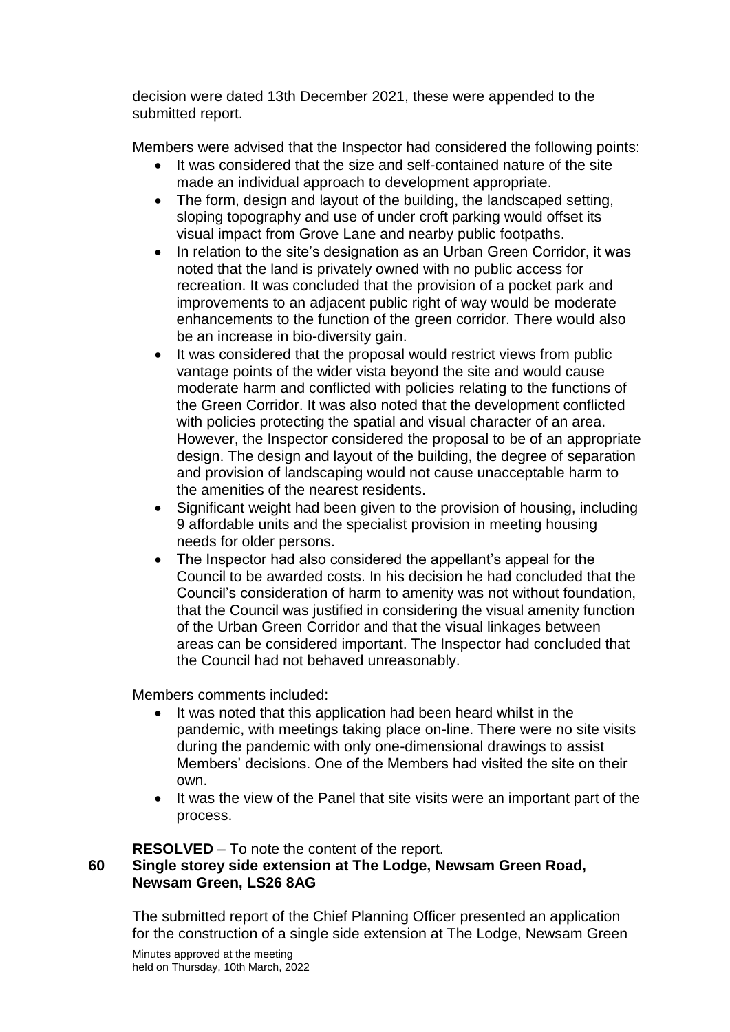decision were dated 13th December 2021, these were appended to the submitted report.

Members were advised that the Inspector had considered the following points:

- It was considered that the size and self-contained nature of the site made an individual approach to development appropriate.
- The form, design and layout of the building, the landscaped setting, sloping topography and use of under croft parking would offset its visual impact from Grove Lane and nearby public footpaths.
- In relation to the site's designation as an Urban Green Corridor, it was noted that the land is privately owned with no public access for recreation. It was concluded that the provision of a pocket park and improvements to an adjacent public right of way would be moderate enhancements to the function of the green corridor. There would also be an increase in bio-diversity gain.
- It was considered that the proposal would restrict views from public vantage points of the wider vista beyond the site and would cause moderate harm and conflicted with policies relating to the functions of the Green Corridor. It was also noted that the development conflicted with policies protecting the spatial and visual character of an area. However, the Inspector considered the proposal to be of an appropriate design. The design and layout of the building, the degree of separation and provision of landscaping would not cause unacceptable harm to the amenities of the nearest residents.
- Significant weight had been given to the provision of housing, including 9 affordable units and the specialist provision in meeting housing needs for older persons.
- The Inspector had also considered the appellant's appeal for the Council to be awarded costs. In his decision he had concluded that the Council's consideration of harm to amenity was not without foundation, that the Council was justified in considering the visual amenity function of the Urban Green Corridor and that the visual linkages between areas can be considered important. The Inspector had concluded that the Council had not behaved unreasonably.

Members comments included:

- It was noted that this application had been heard whilst in the pandemic, with meetings taking place on-line. There were no site visits during the pandemic with only one-dimensional drawings to assist Members' decisions. One of the Members had visited the site on their own.
- It was the view of the Panel that site visits were an important part of the process.

**RESOLVED** – To note the content of the report.

## 60 Single storey side extension at The Lodge, Newsam Green Road, Newsam Green, LS26 8AG

The submitted report of the Chief Planning Officer presented an application for the construction of a single side extension at The Lodge, Newsam Green

Minutes approved at the meeting held on Thursday, 10th March, 2022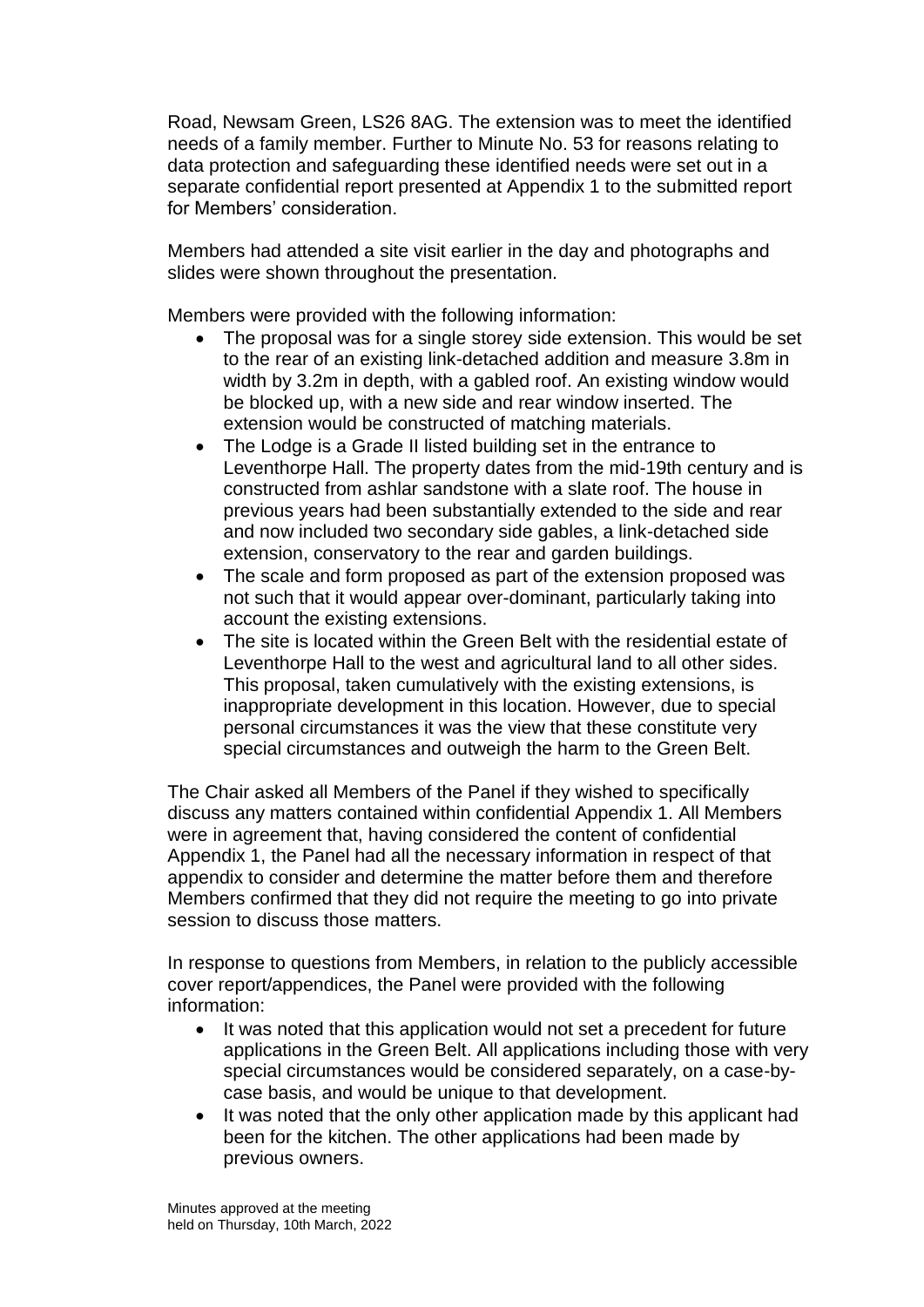Road, Newsam Green, LS26 8AG. The extension was to meet the identified needs of a family member. Further to Minute No. 53 for reasons relating to data protection and safeguarding these identified needs were set out in a separate confidential report presented at Appendix 1 to the submitted report for Members' consideration.

Members had attended a site visit earlier in the day and photographs and slides were shown throughout the presentation.

Members were provided with the following information:

- The proposal was for a single storey side extension. This would be set to the rear of an existing link-detached addition and measure 3.8m in width by 3.2m in depth, with a gabled roof. An existing window would be blocked up, with a new side and rear window inserted. The extension would be constructed of matching materials.
- The Lodge is a Grade II listed building set in the entrance to Leventhorpe Hall. The property dates from the mid-19th century and is constructed from ashlar sandstone with a slate roof. The house in previous years had been substantially extended to the side and rear and now included two secondary side gables, a link-detached side extension, conservatory to the rear and garden buildings.
- The scale and form proposed as part of the extension proposed was not such that it would appear over-dominant, particularly taking into account the existing extensions.
- The site is located within the Green Belt with the residential estate of Leventhorpe Hall to the west and agricultural land to all other sides. This proposal, taken cumulatively with the existing extensions, is inappropriate development in this location. However, due to special personal circumstances it was the view that these constitute very special circumstances and outweigh the harm to the Green Belt.

The Chair asked all Members of the Panel if they wished to specifically discuss any matters contained within confidential Appendix 1. All Members were in agreement that, having considered the content of confidential Appendix 1, the Panel had all the necessary information in respect of that appendix to consider and determine the matter before them and therefore Members confirmed that they did not require the meeting to go into private session to discuss those matters.

In response to questions from Members, in relation to the publicly accessible cover report/appendices, the Panel were provided with the following information:

- It was noted that this application would not set a precedent for future applications in the Green Belt. All applications including those with very special circumstances would be considered separately, on a case-by-case basis, and would be unique to that development.
- It was noted that the only other application made by this applicant had been for the kitchen. The other applications had been made by previous owners.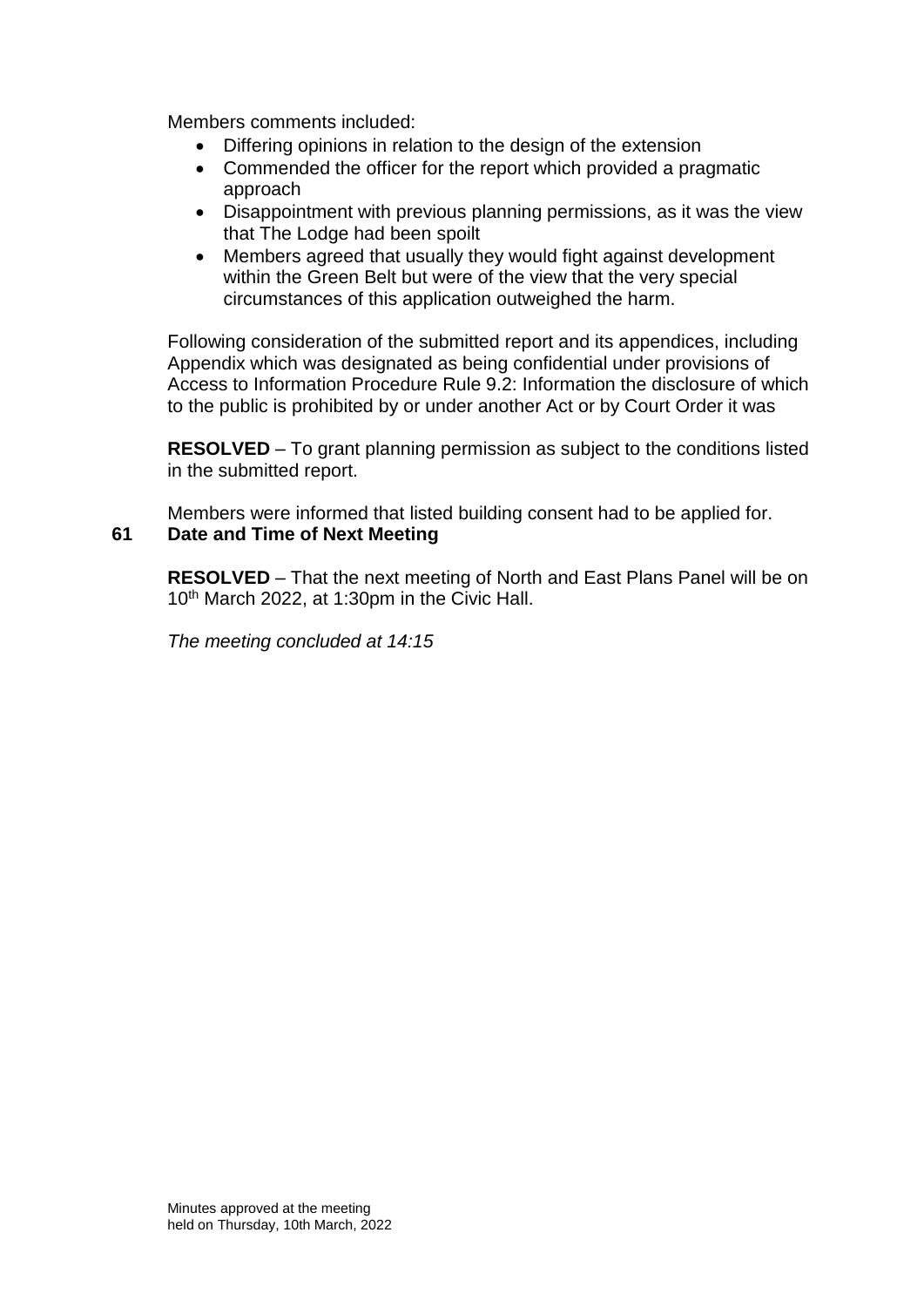Members comments included:

- Differing opinions in relation to the design of the extension
- Commended the officer for the report which provided a pragmatic approach
- Disappointment with previous planning permissions, as it was the view that The Lodge had been spoilt
- Members agreed that usually they would fight against development within the Green Belt but were of the view that the very special circumstances of this application outweighed the harm.

Following consideration of the submitted report and its appendices, including Appendix which was designated as being confidential under provisions of Access to Information Procedure Rule 9.2: Information the disclosure of which to the public is prohibited by or under another Act or by Court Order it was

**RESOLVED** – To grant planning permission as subject to the conditions listed in the submitted report.

Members were informed that listed building consent had to be applied for.

## 61 Date and Time of Next Meeting

**RESOLVED** – That the next meeting of North and East Plans Panel will be on 10th March 2022, at 1:30pm in the Civic Hall.

*The meeting concluded at 14:15*

Minutes approved at the meeting held on Thursday, 10th March, 2022